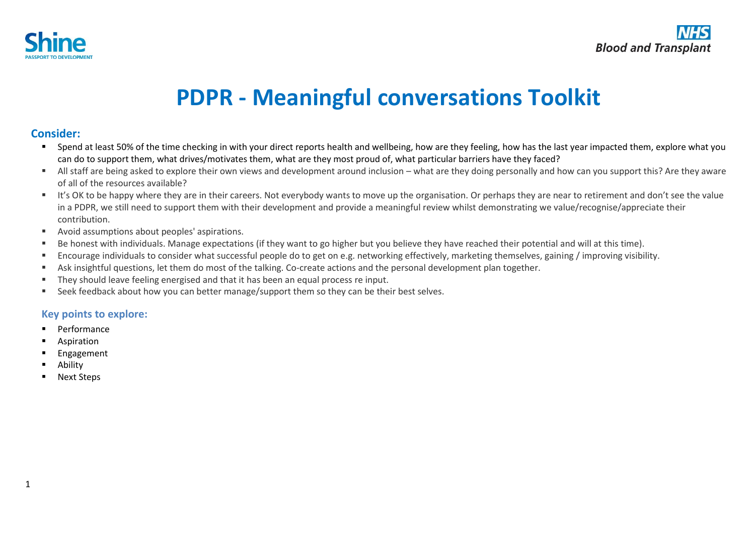# PDPR - Meaningful conversations Toolkit

## Consider:

- Spend at least 50% of the time checking in with your direct reports health and wellbeing, how are they feeling, how has the last year impacted them, explore what you can do to support them, what drives/motivates them, what are they most proud of, what particular barriers have they faced?
- All staff are being asked to explore their own views and development around inclusion – what are they doing personally and how can you support this? Are they aware of all of the resources available?
- It's OK to be happy where they are in their careers. Not everybody wants to move up the organisation. Or perhaps they are near to retirement and don't see the value in a PDPR, we still need to support them with their development and provide a meaningful review whilst demonstrating we value/recognise/appreciate their contribution.
- Avoid assumptions about peoples' aspirations.
- Be honest with individuals. Manage expectations (if they want to go higher but you believe they have reached their potential and will at this time).
- Encourage individuals to consider what successful people do to get on e.g. networking effectively, marketing themselves, gaining / improving visibility.
- Ask insightful questions, let them do most of the talking. Co-create actions and the personal development plan together.
- They should leave feeling energised and that it has been an equal process re input.
- Seek feedback about how you can better manage/support them so they can be their best selves.

### Key points to explore:

- Performance
- Aspiration
- Engagement
- Ability
- Next Steps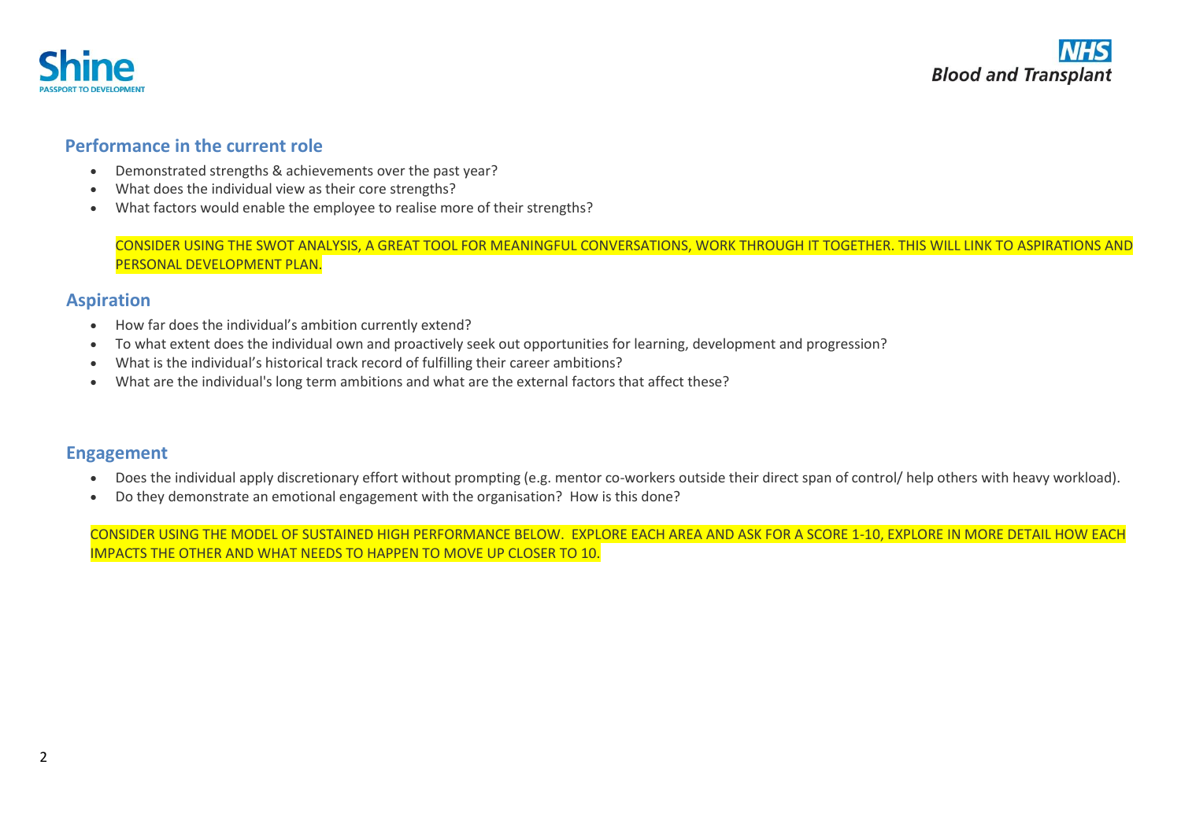## Performance in the current role

- Demonstrated strengths & achievements over the past year?
- What does the individual view as their core strengths?
- What factors would enable the employee to realise more of their strengths?

CONSIDER USING THE SWOT ANALYSIS, A GREAT TOOL FOR MEANINGFUL CONVERSATIONS, WORK THROUGH IT TOGETHER. THIS WILL LINK TO ASPIRATIONS AND PERSONAL DEVELOPMENT PLAN.

## Aspiration

- How far does the individual's ambition currently extend?
- To what extent does the individual own and proactively seek out opportunities for learning, development and progression?
- What is the individual's historical track record of fulfilling their career ambitions?
- What are the individual's long term ambitions and what are the external factors that affect these?

## Engagement

- Does the individual apply discretionary effort without prompting (e.g. mentor co-workers outside their direct span of control/ help others with heavy workload).
- Do they demonstrate an emotional engagement with the organisation? How is this done?

CONSIDER USING THE MODEL OF SUSTAINED HIGH PERFORMANCE BELOW. EXPLORE EACH AREA AND ASK FOR A SCORE 1-10, EXPLORE IN MORE DETAIL HOW EACH IMPACTS THE OTHER AND WHAT NEEDS TO HAPPEN TO MOVE UP CLOSER TO 10.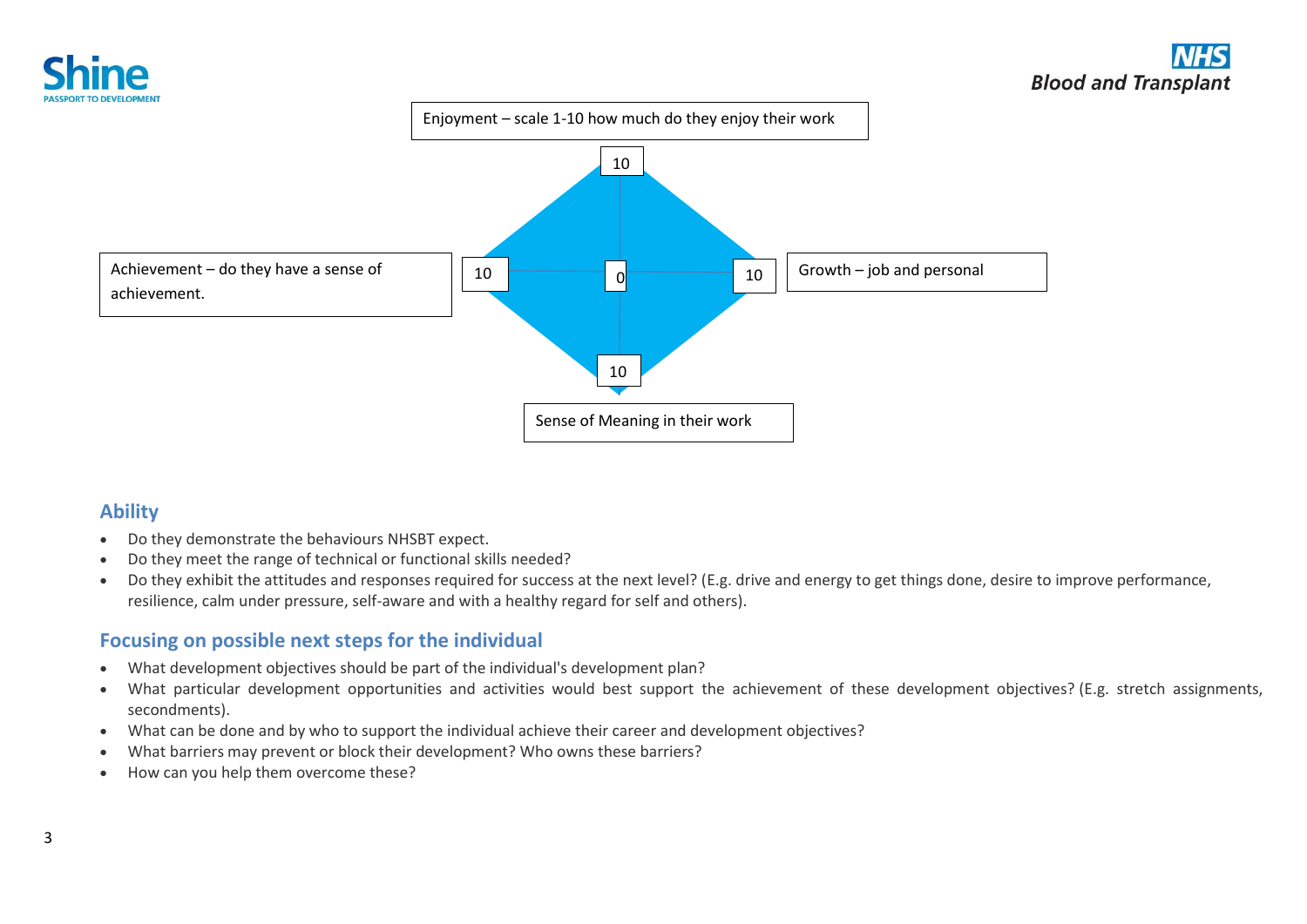Enjoyment – scale 1-10 how much do they enjoy their work

10

Achievement – do they have a sense of achievement.

10

0

10

Growth – job and personal

10

Sense of Meaning in their work

## Ability

- Do they demonstrate the behaviours NHSBT expect.
- Do they meet the range of technical or functional skills needed?
- Do they exhibit the attitudes and responses required for success at the next level? (E.g. drive and energy to get things done, desire to improve performance, resilience, calm under pressure, self-aware and with a healthy regard for self and others).

## Focusing on possible next steps for the individual

- What development objectives should be part of the individual's development plan?
- What particular development opportunities and activities would best support the achievement of these development objectives? (E.g. stretch assignments, secondments).
- What can be done and by who to support the individual achieve their career and development objectives?
- What barriers may prevent or block their development? Who owns these barriers?
- How can you help them overcome these?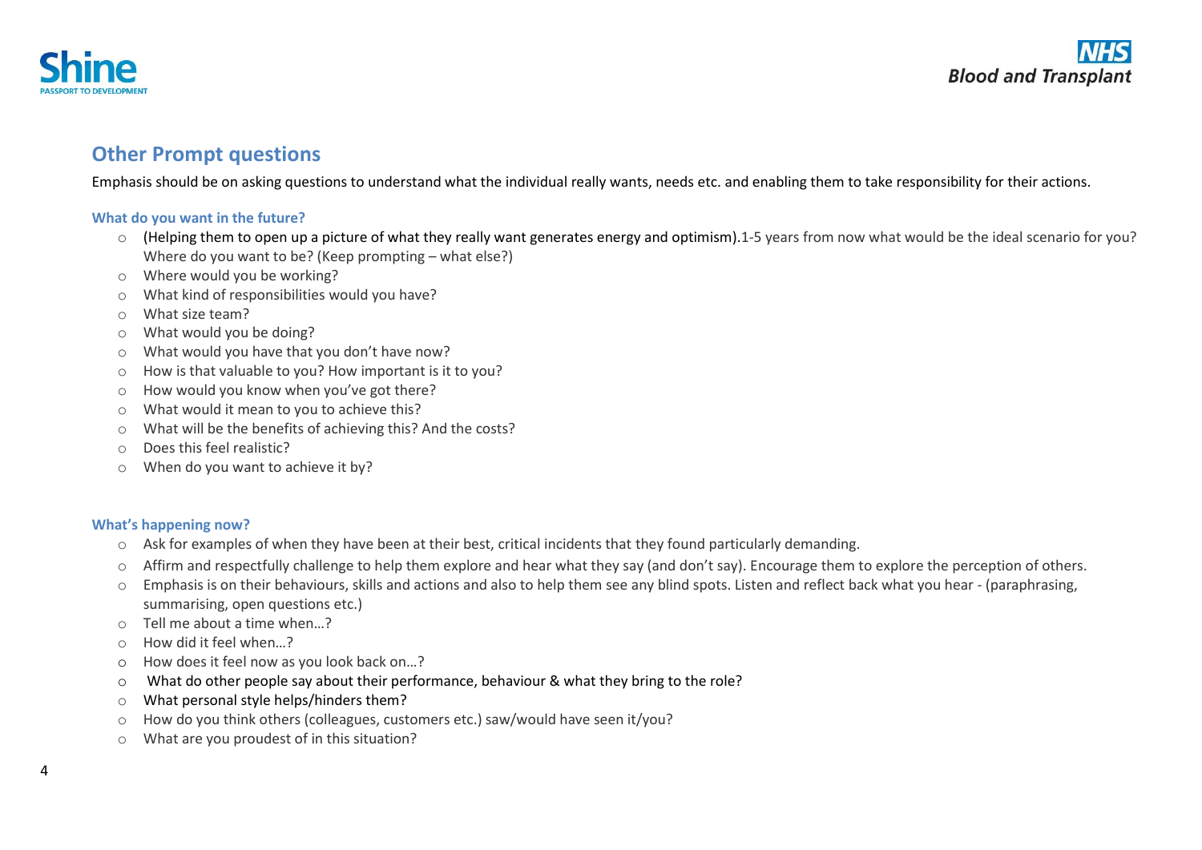## Other Prompt questions

Emphasis should be on asking questions to understand what the individual really wants, needs etc. and enabling them to take responsibility for their actions.

### What do you want in the future?

- (Helping them to open up a picture of what they really want generates energy and optimism).1-5 years from now what would be the ideal scenario for you? Where do you want to be? (Keep prompting – what else?)
- Where would you be working?
- What kind of responsibilities would you have?
- What size team?
- What would you be doing?
- What would you have that you don't have now?
- How is that valuable to you? How important is it to you?
- How would you know when you've got there?
- What would it mean to you to achieve this?
- What will be the benefits of achieving this? And the costs?
- Does this feel realistic?
- When do you want to achieve it by?

### What's happening now?

- Ask for examples of when they have been at their best, critical incidents that they found particularly demanding.
- Affirm and respectfully challenge to help them explore and hear what they say (and don't say). Encourage them to explore the perception of others.
- Emphasis is on their behaviours, skills and actions and also to help them see any blind spots. Listen and reflect back what you hear - (paraphrasing, summarising, open questions etc.)
- Tell me about a time when…?
- How did it feel when…?
- How does it feel now as you look back on…?
- What do other people say about their performance, behaviour & what they bring to the role?
- What personal style helps/hinders them?
- How do you think others (colleagues, customers etc.) saw/would have seen it/you?
- What are you proudest of in this situation?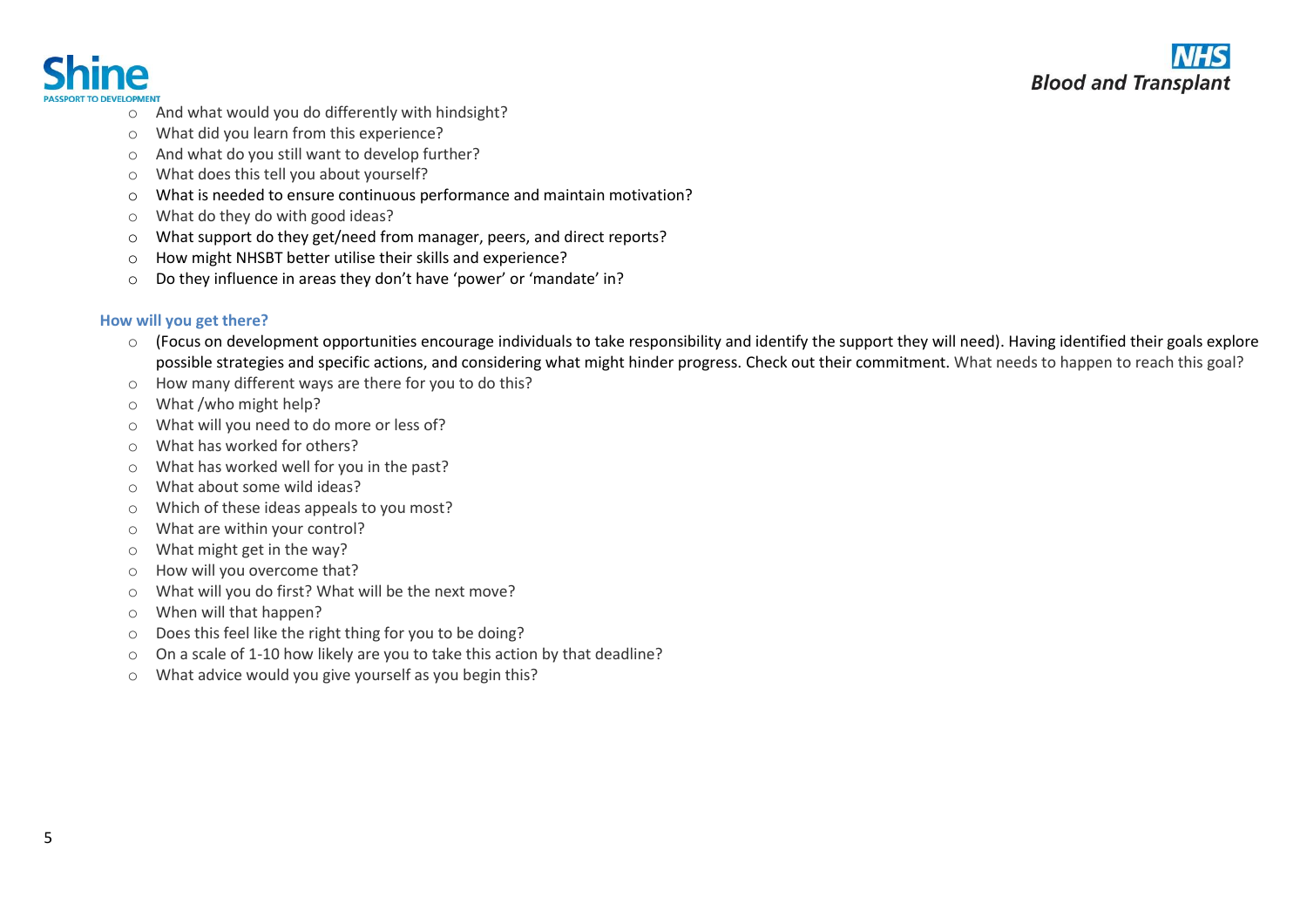- And what would you do differently with hindsight?
- What did you learn from this experience?
- And what do you still want to develop further?
- What does this tell you about yourself?
- What is needed to ensure continuous performance and maintain motivation?
- What do they do with good ideas?
- What support do they get/need from manager, peers, and direct reports?
- How might NHSBT better utilise their skills and experience?
- Do they influence in areas they don't have 'power' or 'mandate' in?

### How will you get there?

- (Focus on development opportunities encourage individuals to take responsibility and identify the support they will need). Having identified their goals explore possible strategies and specific actions, and considering what might hinder progress. Check out their commitment. What needs to happen to reach this goal?
- How many different ways are there for you to do this?
- What /who might help?
- What will you need to do more or less of?
- What has worked for others?
- What has worked well for you in the past?
- What about some wild ideas?
- Which of these ideas appeals to you most?
- What are within your control?
- What might get in the way?
- How will you overcome that?
- What will you do first? What will be the next move?
- When will that happen?
- Does this feel like the right thing for you to be doing?
- On a scale of 1-10 how likely are you to take this action by that deadline?
- What advice would you give yourself as you begin this?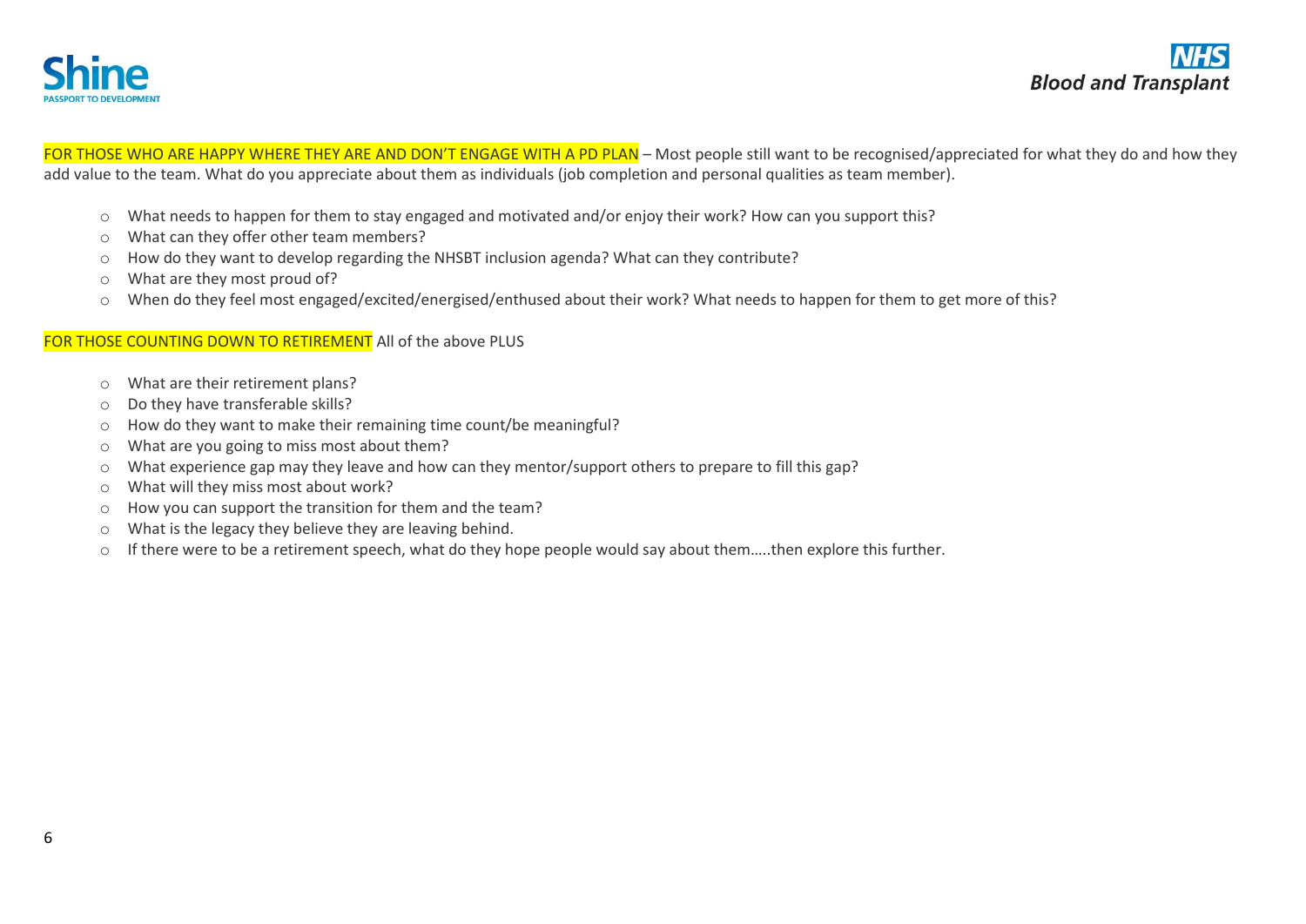FOR THOSE WHO ARE HAPPY WHERE THEY ARE AND DON'T ENGAGE WITH A PD PLAN – Most people still want to be recognised/appreciated for what they do and how they add value to the team. What do you appreciate about them as individuals (job completion and personal qualities as team member).

- What needs to happen for them to stay engaged and motivated and/or enjoy their work? How can you support this?
- What can they offer other team members?
- How do they want to develop regarding the NHSBT inclusion agenda? What can they contribute?
- What are they most proud of?
- When do they feel most engaged/excited/energised/enthused about their work? What needs to happen for them to get more of this?

FOR THOSE COUNTING DOWN TO RETIREMENT All of the above PLUS

- What are their retirement plans?
- Do they have transferable skills?
- How do they want to make their remaining time count/be meaningful?
- What are you going to miss most about them?
- What experience gap may they leave and how can they mentor/support others to prepare to fill this gap?
- What will they miss most about work?
- How you can support the transition for them and the team?
- What is the legacy they believe they are leaving behind.
- If there were to be a retirement speech, what do they hope people would say about them…..then explore this further.